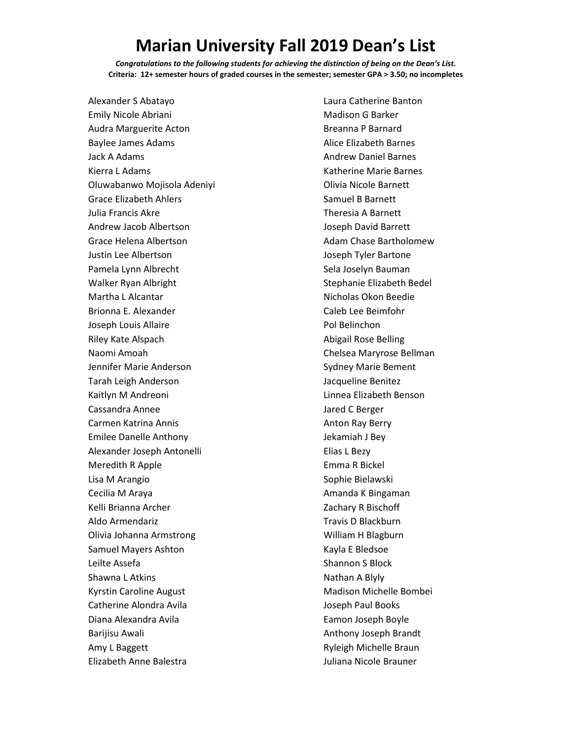# Marian University Fall 2019 Dean's List

***Congratulations to the following students for achieving the distinction of being on the Dean's List.***

**Criteria: 12+ semester hours of graded courses in the semester; semester GPA > 3.50; no incompletes**

Alexander S Abatayo
Emily Nicole Abriani
Audra Marguerite Acton
Baylee James Adams
Jack A Adams
Kierra L Adams
Oluwabanwo Mojisola Adeniyi
Grace Elizabeth Ahlers
Julia Francis Akre
Andrew Jacob Albertson
Grace Helena Albertson
Justin Lee Albertson
Pamela Lynn Albrecht
Walker Ryan Albright
Martha L Alcantar
Brionna E. Alexander
Joseph Louis Allaire
Riley Kate Alspach
Naomi Amoah
Jennifer Marie Anderson
Tarah Leigh Anderson
Kaitlyn M Andreoni
Cassandra Annee
Carmen Katrina Annis
Emilee Danelle Anthony
Alexander Joseph Antonelli
Meredith R Apple
Lisa M Arangio
Cecilia M Araya
Kelli Brianna Archer
Aldo Armendariz
Olivia Johanna Armstrong
Samuel Mayers Ashton
Leilte Assefa
Shawna L Atkins
Kyrstin Caroline August
Catherine Alondra Avila
Diana Alexandra Avila
Barijisu Awali
Amy L Baggett
Elizabeth Anne Balestra
Laura Catherine Banton
Madison G Barker
Breanna P Barnard
Alice Elizabeth Barnes
Andrew Daniel Barnes
Katherine Marie Barnes
Olivia Nicole Barnett
Samuel B Barnett
Theresia A Barnett
Joseph David Barrett
Adam Chase Bartholomew
Joseph Tyler Bartone
Sela Joselyn Bauman
Stephanie Elizabeth Bedel
Nicholas Okon Beedie
Caleb Lee Beimfohr
Pol Belinchon
Abigail Rose Belling
Chelsea Maryrose Bellman
Sydney Marie Bement
Jacqueline Benitez
Linnea Elizabeth Benson
Jared C Berger
Anton Ray Berry
Jekamiah J Bey
Elias L Bezy
Emma R Bickel
Sophie Bielawski
Amanda K Bingaman
Zachary R Bischoff
Travis D Blackburn
William H Blagburn
Kayla E Bledsoe
Shannon S Block
Nathan A Blyly
Madison Michelle Bombei
Joseph Paul Books
Eamon Joseph Boyle
Anthony Joseph Brandt
Ryleigh Michelle Braun
Juliana Nicole Brauner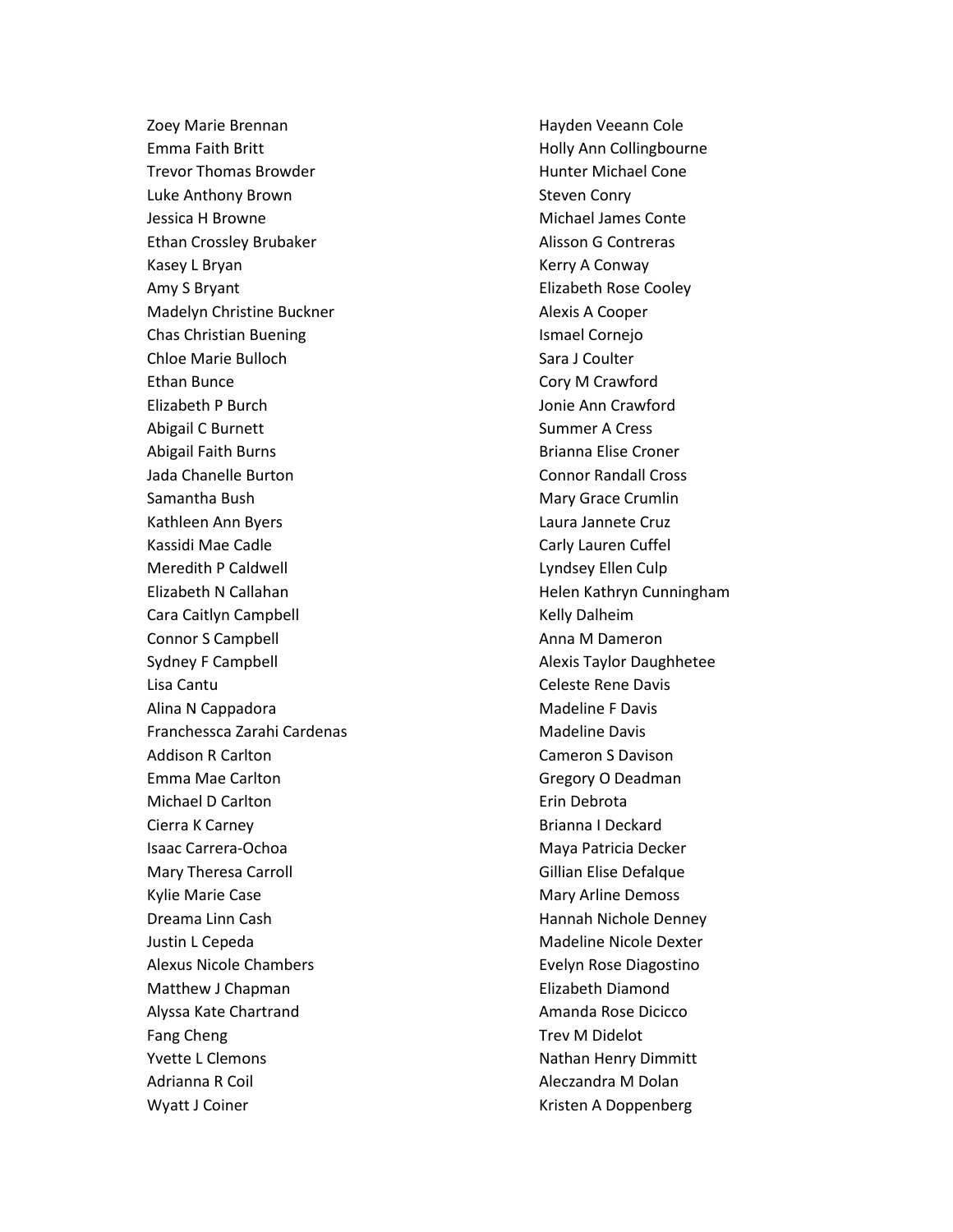Zoey Marie Brennan
Emma Faith Britt
Trevor Thomas Browder
Luke Anthony Brown
Jessica H Browne
Ethan Crossley Brubaker
Kasey L Bryan
Amy S Bryant
Madelyn Christine Buckner
Chas Christian Buening
Chloe Marie Bulloch
Ethan Bunce
Elizabeth P Burch
Abigail C Burnett
Abigail Faith Burns
Jada Chanelle Burton
Samantha Bush
Kathleen Ann Byers
Kassidi Mae Cadle
Meredith P Caldwell
Elizabeth N Callahan
Cara Caitlyn Campbell
Connor S Campbell
Sydney F Campbell
Lisa Cantu
Alina N Cappadora
Franchessca Zarahi Cardenas
Addison R Carlton
Emma Mae Carlton
Michael D Carlton
Cierra K Carney
Isaac Carrera-Ochoa
Mary Theresa Carroll
Kylie Marie Case
Dreama Linn Cash
Justin L Cepeda
Alexus Nicole Chambers
Matthew J Chapman
Alyssa Kate Chartrand
Fang Cheng
Yvette L Clemons
Adrianna R Coil
Wyatt J Coiner
Hayden Veeann Cole
Holly Ann Collingbourne
Hunter Michael Cone
Steven Conry
Michael James Conte
Alisson G Contreras
Kerry A Conway
Elizabeth Rose Cooley
Alexis A Cooper
Ismael Cornejo
Sara J Coulter
Cory M Crawford
Jonie Ann Crawford
Summer A Cress
Brianna Elise Croner
Connor Randall Cross
Mary Grace Crumlin
Laura Jannete Cruz
Carly Lauren Cuffel
Lyndsey Ellen Culp
Helen Kathryn Cunningham
Kelly Dalheim
Anna M Dameron
Alexis Taylor Daughhetee
Celeste Rene Davis
Madeline F Davis
Madeline Davis
Cameron S Davison
Gregory O Deadman
Erin Debrota
Brianna I Deckard
Maya Patricia Decker
Gillian Elise Defalque
Mary Arline Demoss
Hannah Nichole Denney
Madeline Nicole Dexter
Evelyn Rose Diagostino
Elizabeth Diamond
Amanda Rose Dicicco
Trev M Didelot
Nathan Henry Dimmitt
Aleczandra M Dolan
Kristen A Doppenberg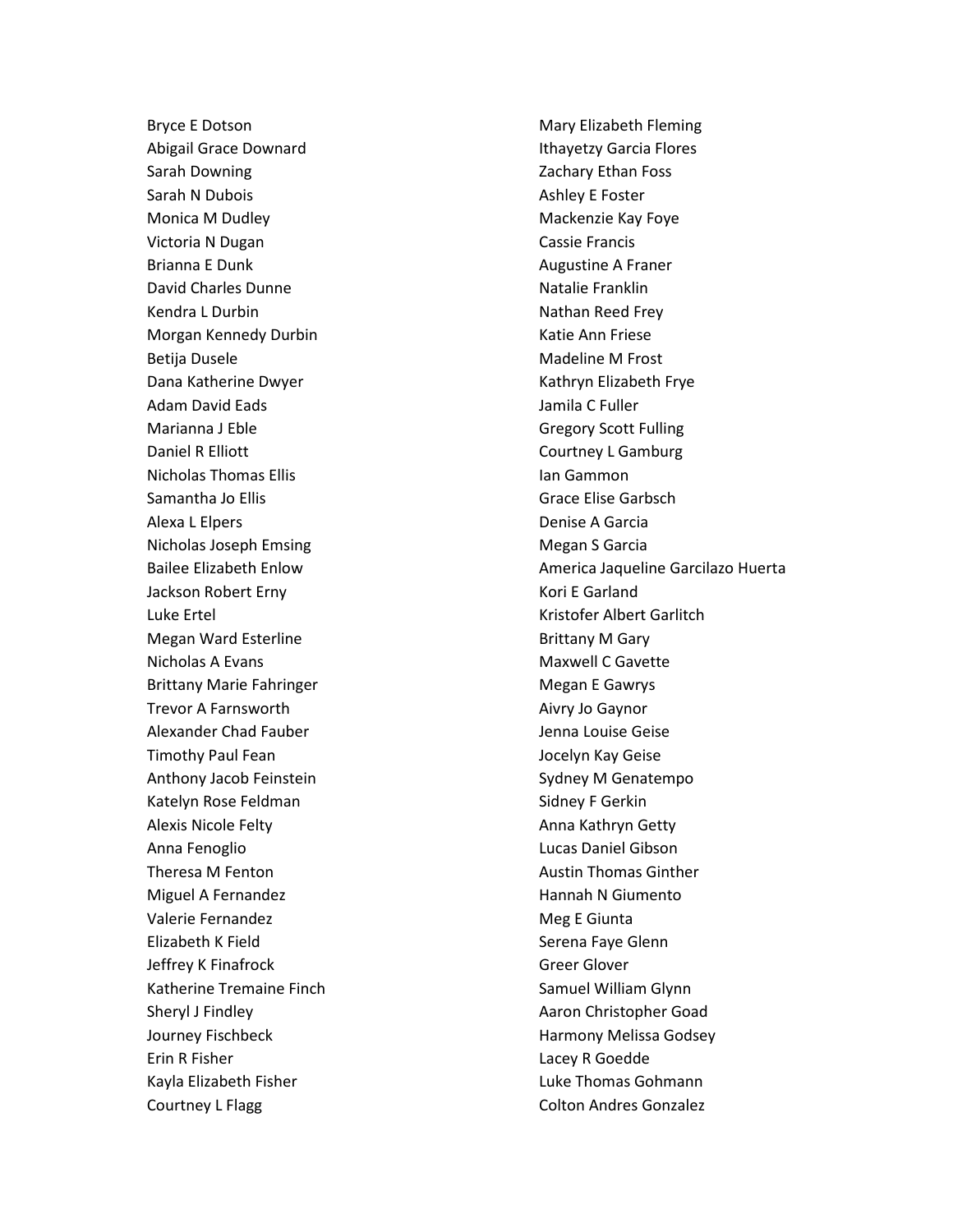Bryce E Dotson
Abigail Grace Downard
Sarah Downing
Sarah N Dubois
Monica M Dudley
Victoria N Dugan
Brianna E Dunk
David Charles Dunne
Kendra L Durbin
Morgan Kennedy Durbin
Betija Dusele
Dana Katherine Dwyer
Adam David Eads
Marianna J Eble
Daniel R Elliott
Nicholas Thomas Ellis
Samantha Jo Ellis
Alexa L Elpers
Nicholas Joseph Emsing
Bailee Elizabeth Enlow
Jackson Robert Erny
Luke Ertel
Megan Ward Esterline
Nicholas A Evans
Brittany Marie Fahringer
Trevor A Farnsworth
Alexander Chad Fauber
Timothy Paul Fean
Anthony Jacob Feinstein
Katelyn Rose Feldman
Alexis Nicole Felty
Anna Fenoglio
Theresa M Fenton
Miguel A Fernandez
Valerie Fernandez
Elizabeth K Field
Jeffrey K Finafrock
Katherine Tremaine Finch
Sheryl J Findley
Journey Fischbeck
Erin R Fisher
Kayla Elizabeth Fisher
Courtney L Flagg
Mary Elizabeth Fleming
Ithayetzy Garcia Flores
Zachary Ethan Foss
Ashley E Foster
Mackenzie Kay Foye
Cassie Francis
Augustine A Franer
Natalie Franklin
Nathan Reed Frey
Katie Ann Friese
Madeline M Frost
Kathryn Elizabeth Frye
Jamila C Fuller
Gregory Scott Fulling
Courtney L Gamburg
Ian Gammon
Grace Elise Garbsch
Denise A Garcia
Megan S Garcia
America Jaqueline Garcilazo Huerta
Kori E Garland
Kristofer Albert Garlitch
Brittany M Gary
Maxwell C Gavette
Megan E Gawrys
Aivry Jo Gaynor
Jenna Louise Geise
Jocelyn Kay Geise
Sydney M Genatempo
Sidney F Gerkin
Anna Kathryn Getty
Lucas Daniel Gibson
Austin Thomas Ginther
Hannah N Giumento
Meg E Giunta
Serena Faye Glenn
Greer Glover
Samuel William Glynn
Aaron Christopher Goad
Harmony Melissa Godsey
Lacey R Goedde
Luke Thomas Gohmann
Colton Andres Gonzalez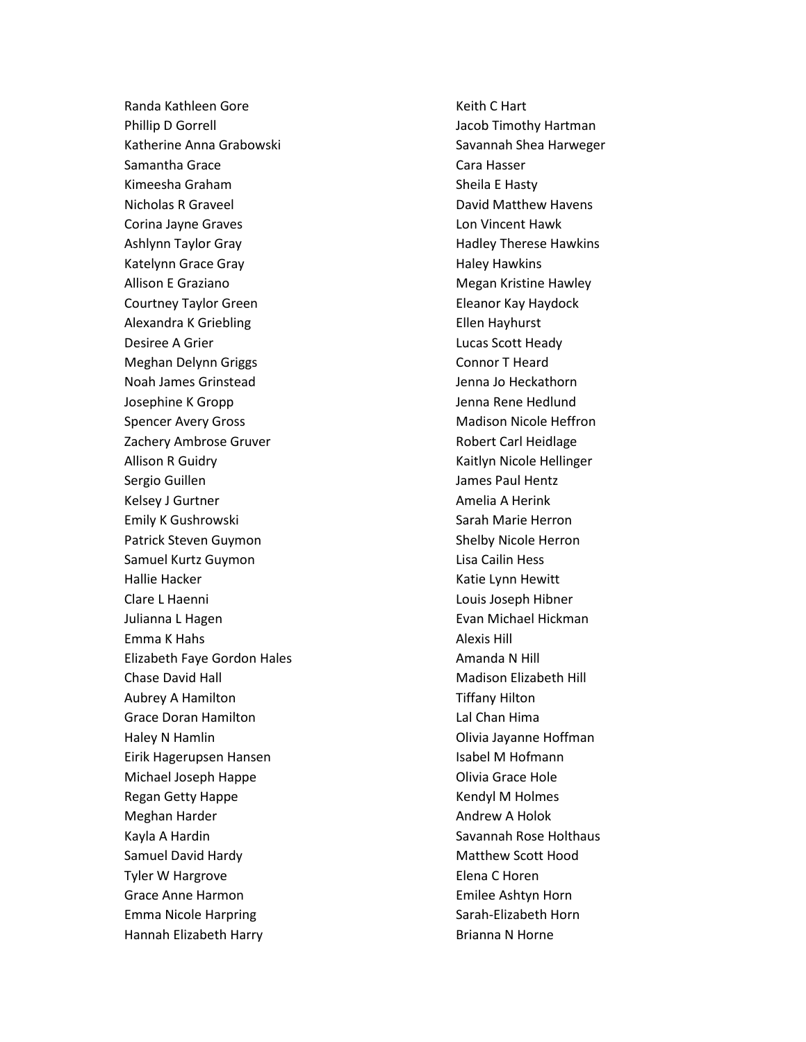Randa Kathleen Gore
Phillip D Gorrell
Katherine Anna Grabowski
Samantha Grace
Kimeesha Graham
Nicholas R Graveel
Corina Jayne Graves
Ashlynn Taylor Gray
Katelynn Grace Gray
Allison E Graziano
Courtney Taylor Green
Alexandra K Griebling
Desiree A Grier
Meghan Delynn Griggs
Noah James Grinstead
Josephine K Gropp
Spencer Avery Gross
Zachery Ambrose Gruver
Allison R Guidry
Sergio Guillen
Kelsey J Gurtner
Emily K Gushrowski
Patrick Steven Guymon
Samuel Kurtz Guymon
Hallie Hacker
Clare L Haenni
Julianna L Hagen
Emma K Hahs
Elizabeth Faye Gordon Hales
Chase David Hall
Aubrey A Hamilton
Grace Doran Hamilton
Haley N Hamlin
Eirik Hagerupsen Hansen
Michael Joseph Happe
Regan Getty Happe
Meghan Harder
Kayla A Hardin
Samuel David Hardy
Tyler W Hargrove
Grace Anne Harmon
Emma Nicole Harpring
Hannah Elizabeth Harry
Keith C Hart
Jacob Timothy Hartman
Savannah Shea Harweger
Cara Hasser
Sheila E Hasty
David Matthew Havens
Lon Vincent Hawk
Hadley Therese Hawkins
Haley Hawkins
Megan Kristine Hawley
Eleanor Kay Haydock
Ellen Hayhurst
Lucas Scott Heady
Connor T Heard
Jenna Jo Heckathorn
Jenna Rene Hedlund
Madison Nicole Heffron
Robert Carl Heidlage
Kaitlyn Nicole Hellinger
James Paul Hentz
Amelia A Herink
Sarah Marie Herron
Shelby Nicole Herron
Lisa Cailin Hess
Katie Lynn Hewitt
Louis Joseph Hibner
Evan Michael Hickman
Alexis Hill
Amanda N Hill
Madison Elizabeth Hill
Tiffany Hilton
Lal Chan Hima
Olivia Jayanne Hoffman
Isabel M Hofmann
Olivia Grace Hole
Kendyl M Holmes
Andrew A Holok
Savannah Rose Holthaus
Matthew Scott Hood
Elena C Horen
Emilee Ashtyn Horn
Sarah-Elizabeth Horn
Brianna N Horne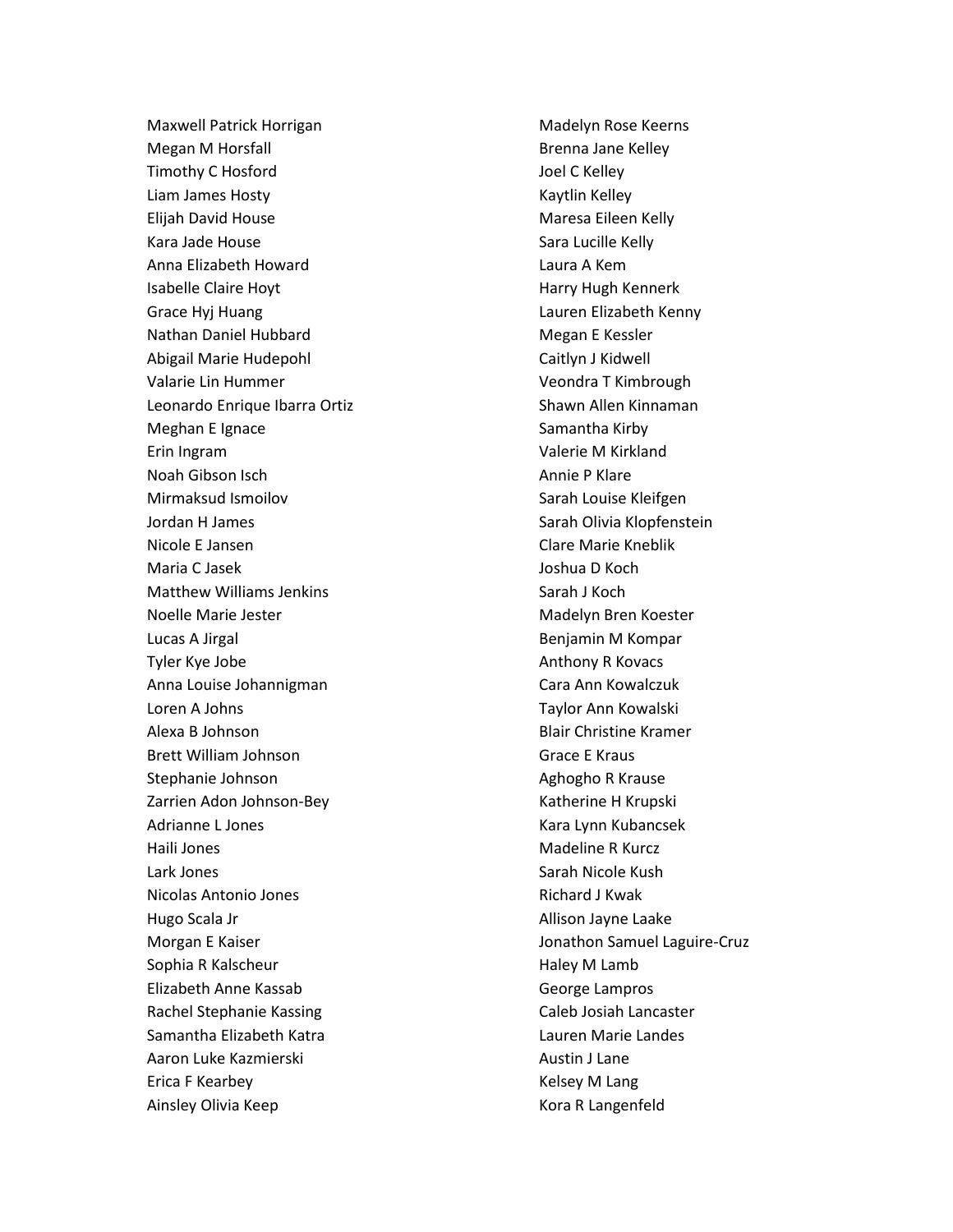Maxwell Patrick Horrigan
Megan M Horsfall
Timothy C Hosford
Liam James Hosty
Elijah David House
Kara Jade House
Anna Elizabeth Howard
Isabelle Claire Hoyt
Grace Hyj Huang
Nathan Daniel Hubbard
Abigail Marie Hudepohl
Valarie Lin Hummer
Leonardo Enrique Ibarra Ortiz
Meghan E Ignace
Erin Ingram
Noah Gibson Isch
Mirmaksud Ismoilov
Jordan H James
Nicole E Jansen
Maria C Jasek
Matthew Williams Jenkins
Noelle Marie Jester
Lucas A Jirgal
Tyler Kye Jobe
Anna Louise Johannigman
Loren A Johns
Alexa B Johnson
Brett William Johnson
Stephanie Johnson
Zarrien Adon Johnson-Bey
Adrianne L Jones
Haili Jones
Lark Jones
Nicolas Antonio Jones
Hugo Scala Jr
Morgan E Kaiser
Sophia R Kalscheur
Elizabeth Anne Kassab
Rachel Stephanie Kassing
Samantha Elizabeth Katra
Aaron Luke Kazmierski
Erica F Kearbey
Ainsley Olivia Keep
Madelyn Rose Keerns
Brenna Jane Kelley
Joel C Kelley
Kaytlin Kelley
Maresa Eileen Kelly
Sara Lucille Kelly
Laura A Kem
Harry Hugh Kennerk
Lauren Elizabeth Kenny
Megan E Kessler
Caitlyn J Kidwell
Veondra T Kimbrough
Shawn Allen Kinnaman
Samantha Kirby
Valerie M Kirkland
Annie P Klare
Sarah Louise Kleifgen
Sarah Olivia Klopfenstein
Clare Marie Kneblik
Joshua D Koch
Sarah J Koch
Madelyn Bren Koester
Benjamin M Kompar
Anthony R Kovacs
Cara Ann Kowalczuk
Taylor Ann Kowalski
Blair Christine Kramer
Grace E Kraus
Aghogho R Krause
Katherine H Krupski
Kara Lynn Kubancsek
Madeline R Kurcz
Sarah Nicole Kush
Richard J Kwak
Allison Jayne Laake
Jonathon Samuel Laguire-Cruz
Haley M Lamb
George Lampros
Caleb Josiah Lancaster
Lauren Marie Landes
Austin J Lane
Kelsey M Lang
Kora R Langenfeld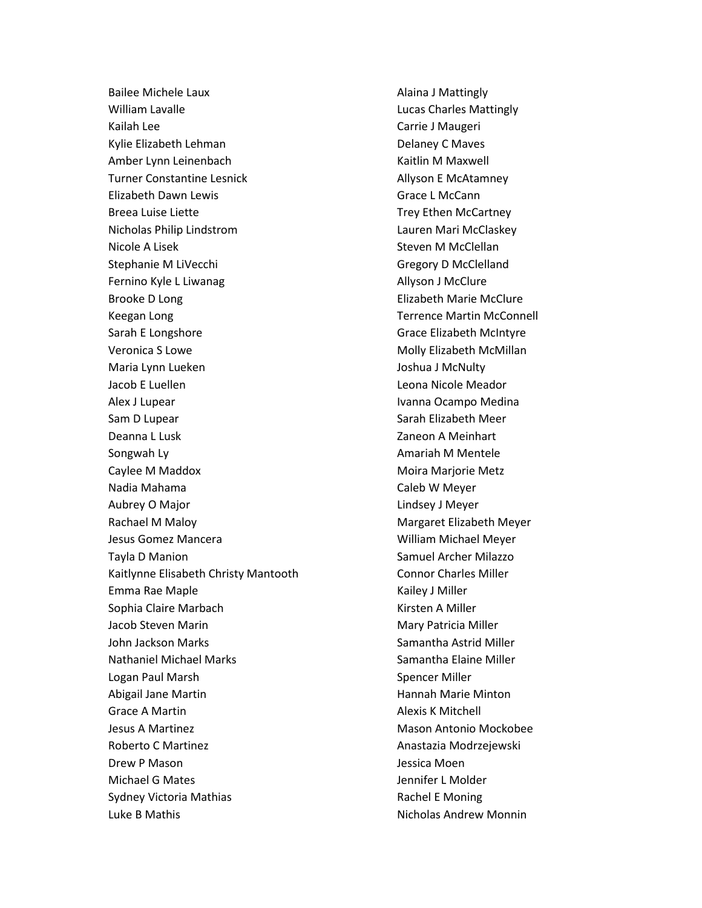Bailee Michele Laux
William Lavalle
Kailah Lee
Kylie Elizabeth Lehman
Amber Lynn Leinenbach
Turner Constantine Lesnick
Elizabeth Dawn Lewis
Breea Luise Liette
Nicholas Philip Lindstrom
Nicole A Lisek
Stephanie M LiVecchi
Fernino Kyle L Liwanag
Brooke D Long
Keegan Long
Sarah E Longshore
Veronica S Lowe
Maria Lynn Lueken
Jacob E Luellen
Alex J Lupear
Sam D Lupear
Deanna L Lusk
Songwah Ly
Caylee M Maddox
Nadia Mahama
Aubrey O Major
Rachael M Maloy
Jesus Gomez Mancera
Tayla D Manion
Kaitlynne Elisabeth Christy Mantooth
Emma Rae Maple
Sophia Claire Marbach
Jacob Steven Marin
John Jackson Marks
Nathaniel Michael Marks
Logan Paul Marsh
Abigail Jane Martin
Grace A Martin
Jesus A Martinez
Roberto C Martinez
Drew P Mason
Michael G Mates
Sydney Victoria Mathias
Luke B Mathis
Alaina J Mattingly
Lucas Charles Mattingly
Carrie J Maugeri
Delaney C Maves
Kaitlin M Maxwell
Allyson E McAtamney
Grace L McCann
Trey Ethen McCartney
Lauren Mari McClaskey
Steven M McClellan
Gregory D McClelland
Allyson J McClure
Elizabeth Marie McClure
Terrence Martin McConnell
Grace Elizabeth McIntyre
Molly Elizabeth McMillan
Joshua J McNulty
Leona Nicole Meador
Ivanna Ocampo Medina
Sarah Elizabeth Meer
Zaneon A Meinhart
Amariah M Mentele
Moira Marjorie Metz
Caleb W Meyer
Lindsey J Meyer
Margaret Elizabeth Meyer
William Michael Meyer
Samuel Archer Milazzo
Connor Charles Miller
Kailey J Miller
Kirsten A Miller
Mary Patricia Miller
Samantha Astrid Miller
Samantha Elaine Miller
Spencer Miller
Hannah Marie Minton
Alexis K Mitchell
Mason Antonio Mockobee
Anastazia Modrzejewski
Jessica Moen
Jennifer L Molder
Rachel E Moning
Nicholas Andrew Monnin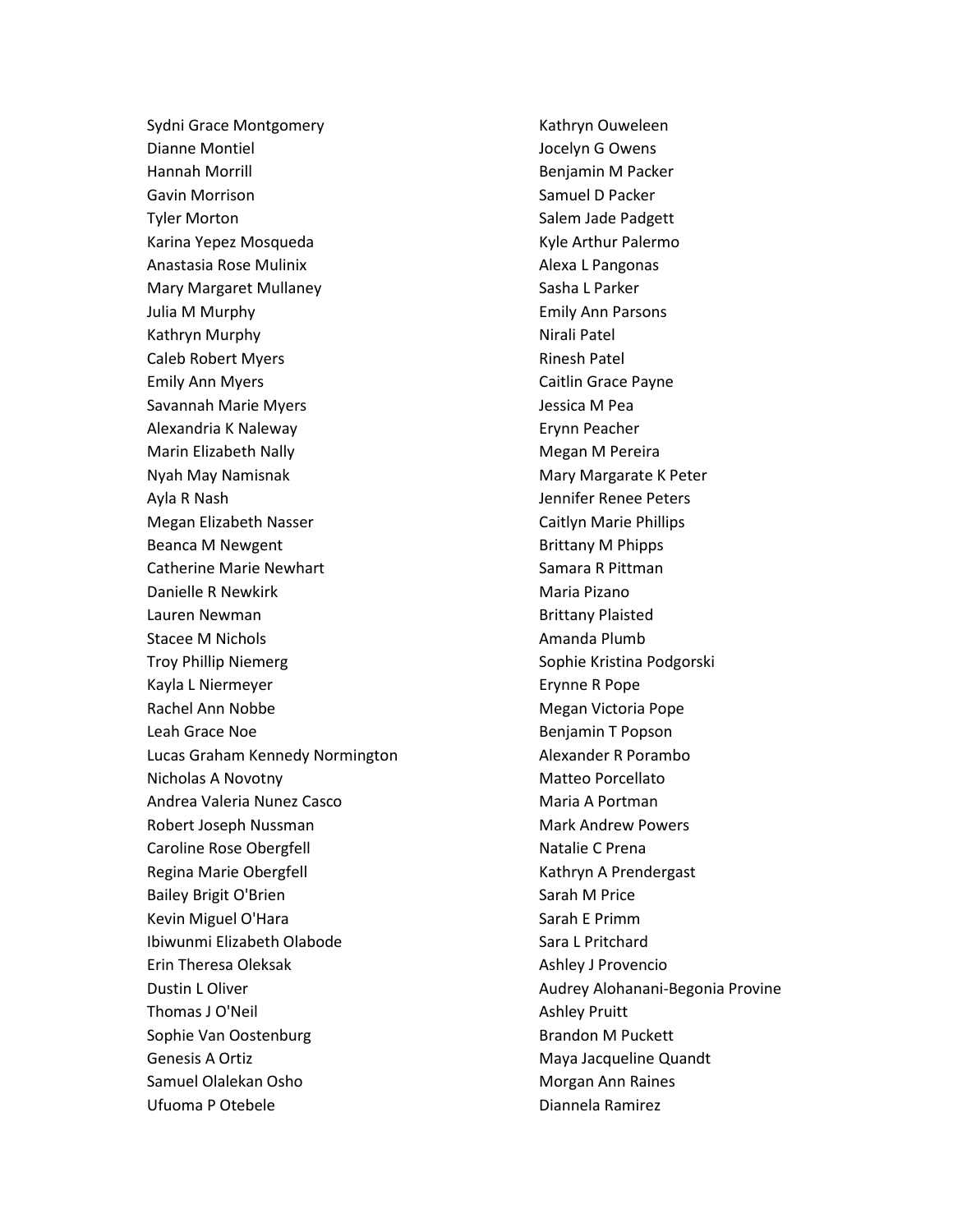Sydni Grace Montgomery
Dianne Montiel
Hannah Morrill
Gavin Morrison
Tyler Morton
Karina Yepez Mosqueda
Anastasia Rose Mulinix
Mary Margaret Mullaney
Julia M Murphy
Kathryn Murphy
Caleb Robert Myers
Emily Ann Myers
Savannah Marie Myers
Alexandria K Naleway
Marin Elizabeth Nally
Nyah May Namisnak
Ayla R Nash
Megan Elizabeth Nasser
Beanca M Newgent
Catherine Marie Newhart
Danielle R Newkirk
Lauren Newman
Stacee M Nichols
Troy Phillip Niemerg
Kayla L Niermeyer
Rachel Ann Nobbe
Leah Grace Noe
Lucas Graham Kennedy Normington
Nicholas A Novotny
Andrea Valeria Nunez Casco
Robert Joseph Nussman
Caroline Rose Obergfell
Regina Marie Obergfell
Bailey Brigit O'Brien
Kevin Miguel O'Hara
Ibiwunmi Elizabeth Olabode
Erin Theresa Oleksak
Dustin L Oliver
Thomas J O'Neil
Sophie Van Oostenburg
Genesis A Ortiz
Samuel Olalekan Osho
Ufuoma P Otebele
Kathryn Ouweleen
Jocelyn G Owens
Benjamin M Packer
Samuel D Packer
Salem Jade Padgett
Kyle Arthur Palermo
Alexa L Pangonas
Sasha L Parker
Emily Ann Parsons
Nirali Patel
Rinesh Patel
Caitlin Grace Payne
Jessica M Pea
Erynn Peacher
Megan M Pereira
Mary Margarate K Peter
Jennifer Renee Peters
Caitlyn Marie Phillips
Brittany M Phipps
Samara R Pittman
Maria Pizano
Brittany Plaisted
Amanda Plumb
Sophie Kristina Podgorski
Erynne R Pope
Megan Victoria Pope
Benjamin T Popson
Alexander R Porambo
Matteo Porcellato
Maria A Portman
Mark Andrew Powers
Natalie C Prena
Kathryn A Prendergast
Sarah M Price
Sarah E Primm
Sara L Pritchard
Ashley J Provencio
Audrey Alohanani-Begonia Provine
Ashley Pruitt
Brandon M Puckett
Maya Jacqueline Quandt
Morgan Ann Raines
Diannela Ramirez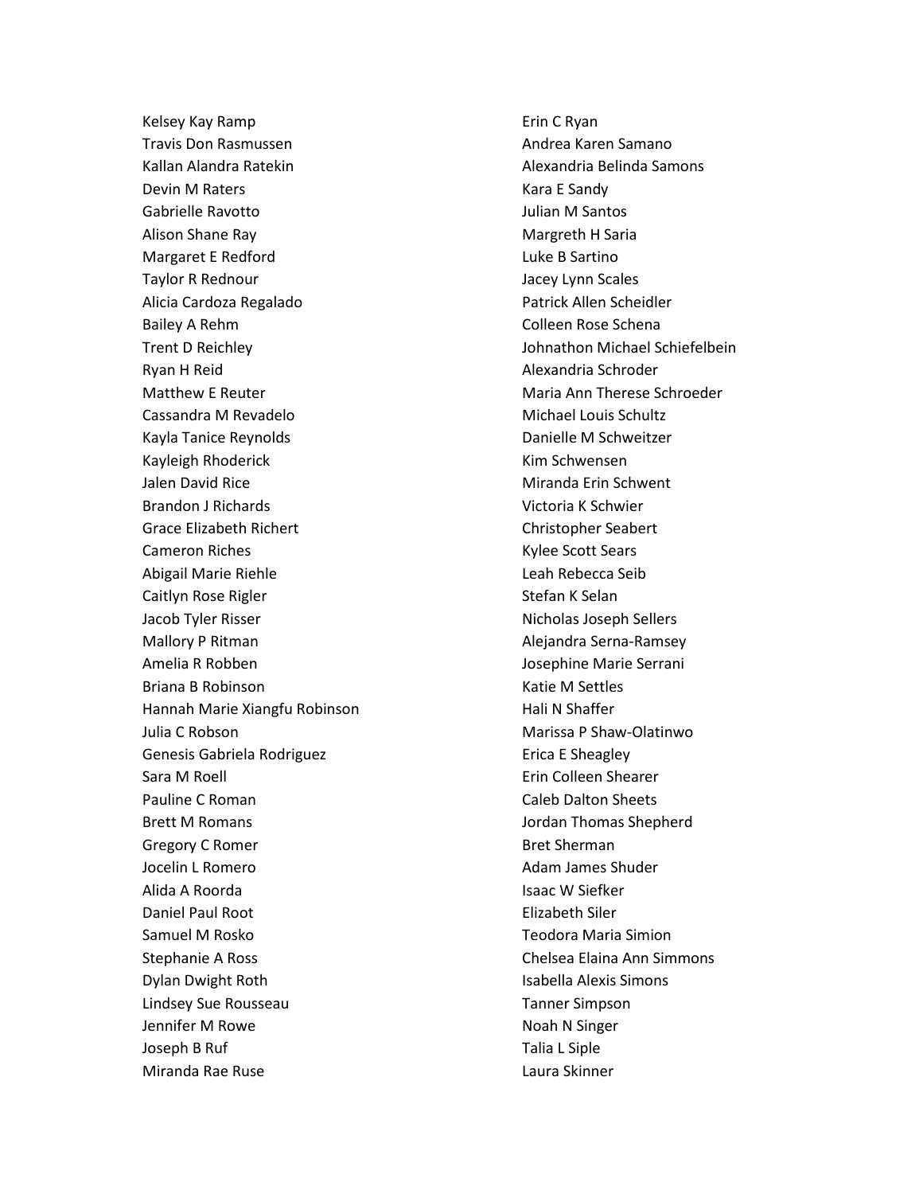Kelsey Kay Ramp
Travis Don Rasmussen
Kallan Alandra Ratekin
Devin M Raters
Gabrielle Ravotto
Alison Shane Ray
Margaret E Redford
Taylor R Rednour
Alicia Cardoza Regalado
Bailey A Rehm
Trent D Reichley
Ryan H Reid
Matthew E Reuter
Cassandra M Revadelo
Kayla Tanice Reynolds
Kayleigh Rhoderick
Jalen David Rice
Brandon J Richards
Grace Elizabeth Richert
Cameron Riches
Abigail Marie Riehle
Caitlyn Rose Rigler
Jacob Tyler Risser
Mallory P Ritman
Amelia R Robben
Briana B Robinson
Hannah Marie Xiangfu Robinson
Julia C Robson
Genesis Gabriela Rodriguez
Sara M Roell
Pauline C Roman
Brett M Romans
Gregory C Romer
Jocelin L Romero
Alida A Roorda
Daniel Paul Root
Samuel M Rosko
Stephanie A Ross
Dylan Dwight Roth
Lindsey Sue Rousseau
Jennifer M Rowe
Joseph B Ruf
Miranda Rae Ruse
Erin C Ryan
Andrea Karen Samano
Alexandria Belinda Samons
Kara E Sandy
Julian M Santos
Margreth H Saria
Luke B Sartino
Jacey Lynn Scales
Patrick Allen Scheidler
Colleen Rose Schena
Johnathon Michael Schiefelbein
Alexandria Schroder
Maria Ann Therese Schroeder
Michael Louis Schultz
Danielle M Schweitzer
Kim Schwensen
Miranda Erin Schwent
Victoria K Schwier
Christopher Seabert
Kylee Scott Sears
Leah Rebecca Seib
Stefan K Selan
Nicholas Joseph Sellers
Alejandra Serna-Ramsey
Josephine Marie Serrani
Katie M Settles
Hali N Shaffer
Marissa P Shaw-Olatinwo
Erica E Sheagley
Erin Colleen Shearer
Caleb Dalton Sheets
Jordan Thomas Shepherd
Bret Sherman
Adam James Shuder
Isaac W Siefker
Elizabeth Siler
Teodora Maria Simion
Chelsea Elaina Ann Simmons
Isabella Alexis Simons
Tanner Simpson
Noah N Singer
Talia L Siple
Laura Skinner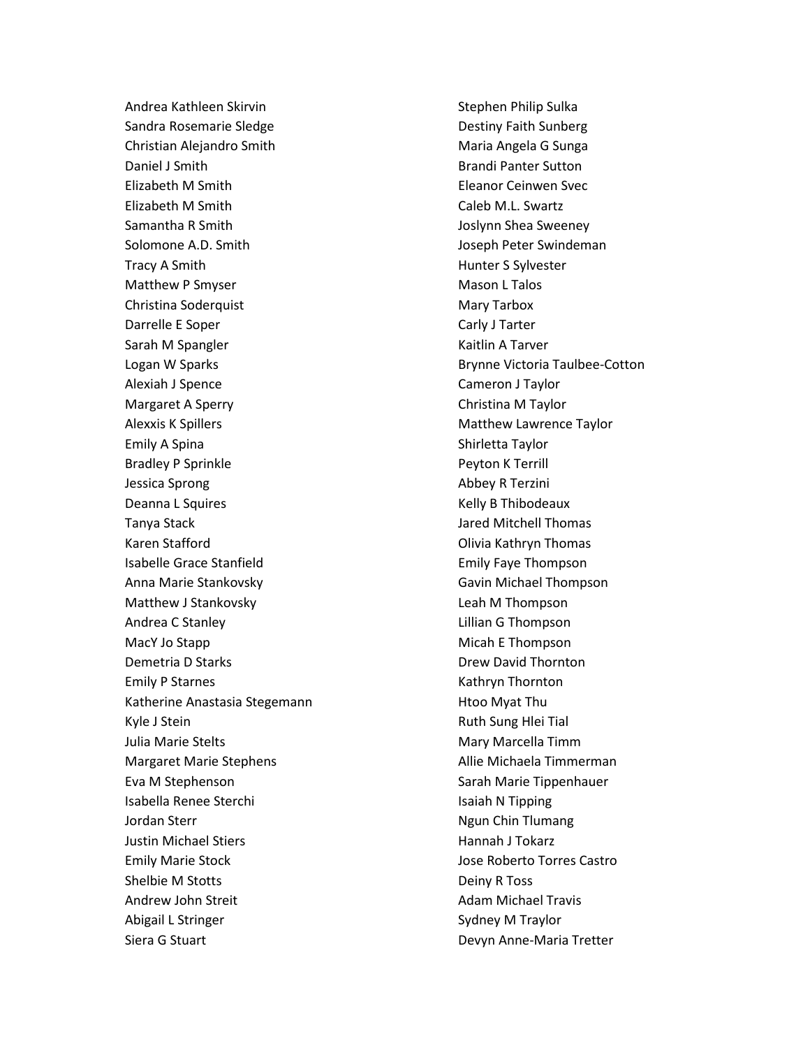Andrea Kathleen Skirvin
Sandra Rosemarie Sledge
Christian Alejandro Smith
Daniel J Smith
Elizabeth M Smith
Elizabeth M Smith
Samantha R Smith
Solomone A.D. Smith
Tracy A Smith
Matthew P Smyser
Christina Soderquist
Darrelle E Soper
Sarah M Spangler
Logan W Sparks
Alexiah J Spence
Margaret A Sperry
Alexxis K Spillers
Emily A Spina
Bradley P Sprinkle
Jessica Sprong
Deanna L Squires
Tanya Stack
Karen Stafford
Isabelle Grace Stanfield
Anna Marie Stankovsky
Matthew J Stankovsky
Andrea C Stanley
MacY Jo Stapp
Demetria D Starks
Emily P Starnes
Katherine Anastasia Stegemann
Kyle J Stein
Julia Marie Stelts
Margaret Marie Stephens
Eva M Stephenson
Isabella Renee Sterchi
Jordan Sterr
Justin Michael Stiers
Emily Marie Stock
Shelbie M Stotts
Andrew John Streit
Abigail L Stringer
Siera G Stuart
Stephen Philip Sulka
Destiny Faith Sunberg
Maria Angela G Sunga
Brandi Panter Sutton
Eleanor Ceinwen Svec
Caleb M.L. Swartz
Joslynn Shea Sweeney
Joseph Peter Swindeman
Hunter S Sylvester
Mason L Talos
Mary Tarbox
Carly J Tarter
Kaitlin A Tarver
Brynne Victoria Taulbee-Cotton
Cameron J Taylor
Christina M Taylor
Matthew Lawrence Taylor
Shirletta Taylor
Peyton K Terrill
Abbey R Terzini
Kelly B Thibodeaux
Jared Mitchell Thomas
Olivia Kathryn Thomas
Emily Faye Thompson
Gavin Michael Thompson
Leah M Thompson
Lillian G Thompson
Micah E Thompson
Drew David Thornton
Kathryn Thornton
Htoo Myat Thu
Ruth Sung Hlei Tial
Mary Marcella Timm
Allie Michaela Timmerman
Sarah Marie Tippenhauer
Isaiah N Tipping
Ngun Chin Tlumang
Hannah J Tokarz
Jose Roberto Torres Castro
Deiny R Toss
Adam Michael Travis
Sydney M Traylor
Devyn Anne-Maria Tretter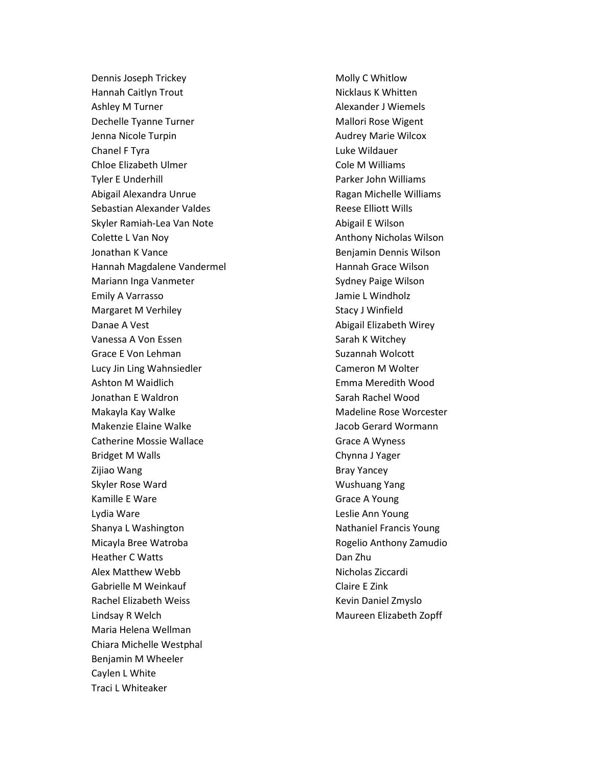Dennis Joseph Trickey
Hannah Caitlyn Trout
Ashley M Turner
Dechelle Tyanne Turner
Jenna Nicole Turpin
Chanel F Tyra
Chloe Elizabeth Ulmer
Tyler E Underhill
Abigail Alexandra Unrue
Sebastian Alexander Valdes
Skyler Ramiah-Lea Van Note
Colette L Van Noy
Jonathan K Vance
Hannah Magdalene Vandermel
Mariann Inga Vanmeter
Emily A Varrasso
Margaret M Verhiley
Danae A Vest
Vanessa A Von Essen
Grace E Von Lehman
Lucy Jin Ling Wahnsiedler
Ashton M Waidlich
Jonathan E Waldron
Makayla Kay Walke
Makenzie Elaine Walke
Catherine Mossie Wallace
Bridget M Walls
Zijiao Wang
Skyler Rose Ward
Kamille E Ware
Lydia Ware
Shanya L Washington
Micayla Bree Watroba
Heather C Watts
Alex Matthew Webb
Gabrielle M Weinkauf
Rachel Elizabeth Weiss
Lindsay R Welch
Maria Helena Wellman
Chiara Michelle Westphal
Benjamin M Wheeler
Caylen L White
Traci L Whiteaker
Molly C Whitlow
Nicklaus K Whitten
Alexander J Wiemels
Mallori Rose Wigent
Audrey Marie Wilcox
Luke Wildauer
Cole M Williams
Parker John Williams
Ragan Michelle Williams
Reese Elliott Wills
Abigail E Wilson
Anthony Nicholas Wilson
Benjamin Dennis Wilson
Hannah Grace Wilson
Sydney Paige Wilson
Jamie L Windholz
Stacy J Winfield
Abigail Elizabeth Wirey
Sarah K Witchey
Suzannah Wolcott
Cameron M Wolter
Emma Meredith Wood
Sarah Rachel Wood
Madeline Rose Worcester
Jacob Gerard Wormann
Grace A Wyness
Chynna J Yager
Bray Yancey
Wushuang Yang
Grace A Young
Leslie Ann Young
Nathaniel Francis Young
Rogelio Anthony Zamudio
Dan Zhu
Nicholas Ziccardi
Claire E Zink
Kevin Daniel Zmyslo
Maureen Elizabeth Zopff